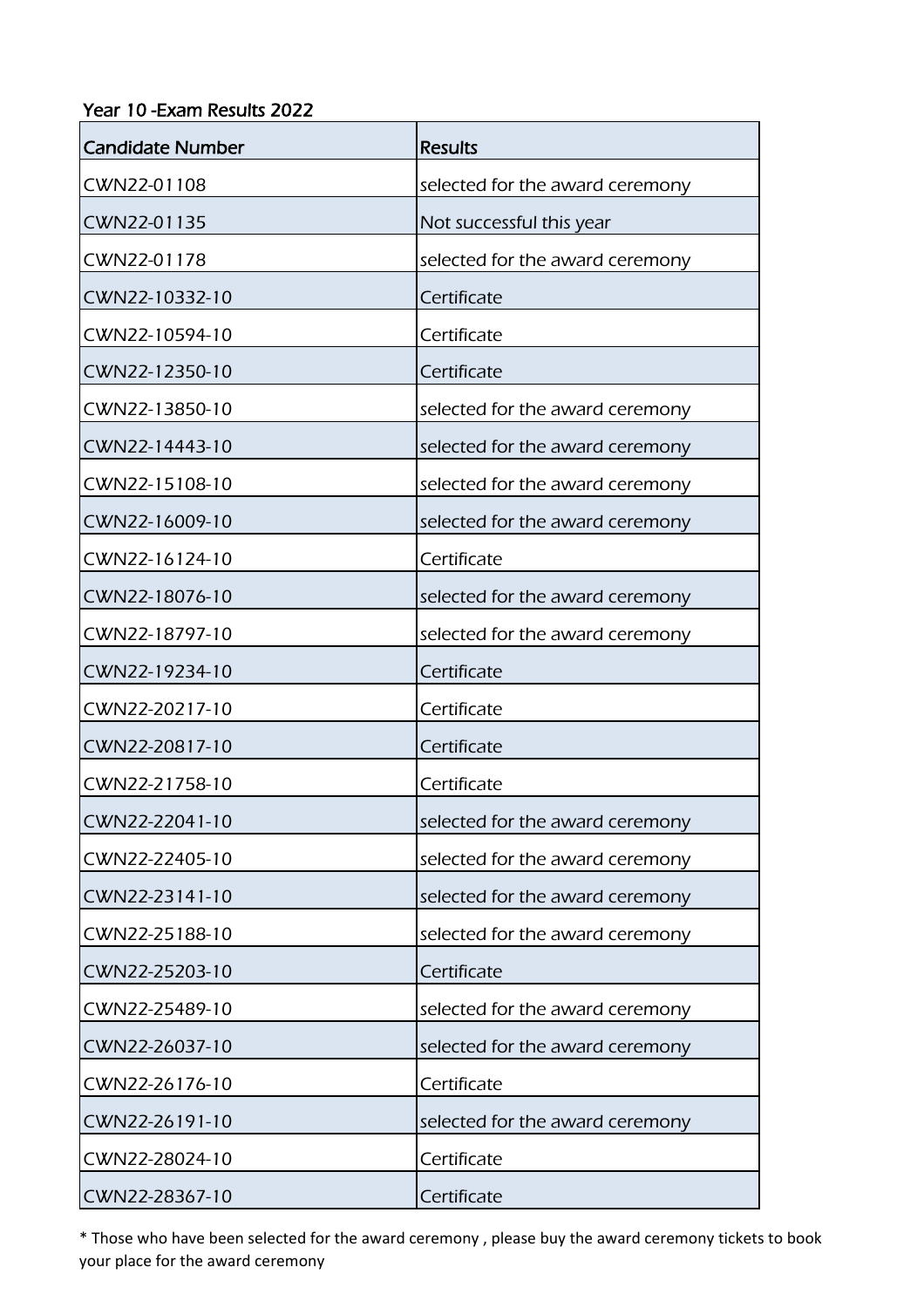## Year 10 -Exam Results 2022

| Candidate Number | Results |
|---|---|
| CWN22-01108 | selected for the award ceremony |
| CWN22-01135 | Not successful this year |
| CWN22-01178 | selected for the award ceremony |
| CWN22-10332-10 | Certificate |
| CWN22-10594-10 | Certificate |
| CWN22-12350-10 | Certificate |
| CWN22-13850-10 | selected for the award ceremony |
| CWN22-14443-10 | selected for the award ceremony |
| CWN22-15108-10 | selected for the award ceremony |
| CWN22-16009-10 | selected for the award ceremony |
| CWN22-16124-10 | Certificate |
| CWN22-18076-10 | selected for the award ceremony |
| CWN22-18797-10 | selected for the award ceremony |
| CWN22-19234-10 | Certificate |
| CWN22-20217-10 | Certificate |
| CWN22-20817-10 | Certificate |
| CWN22-21758-10 | Certificate |
| CWN22-22041-10 | selected for the award ceremony |
| CWN22-22405-10 | selected for the award ceremony |
| CWN22-23141-10 | selected for the award ceremony |
| CWN22-25188-10 | selected for the award ceremony |
| CWN22-25203-10 | Certificate |
| CWN22-25489-10 | selected for the award ceremony |
| CWN22-26037-10 | selected for the award ceremony |
| CWN22-26176-10 | Certificate |
| CWN22-26191-10 | selected for the award ceremony |
| CWN22-28024-10 | Certificate |
| CWN22-28367-10 | Certificate |

* Those who have been selected for the award ceremony , please buy the award ceremony tickets to book your place for the award ceremony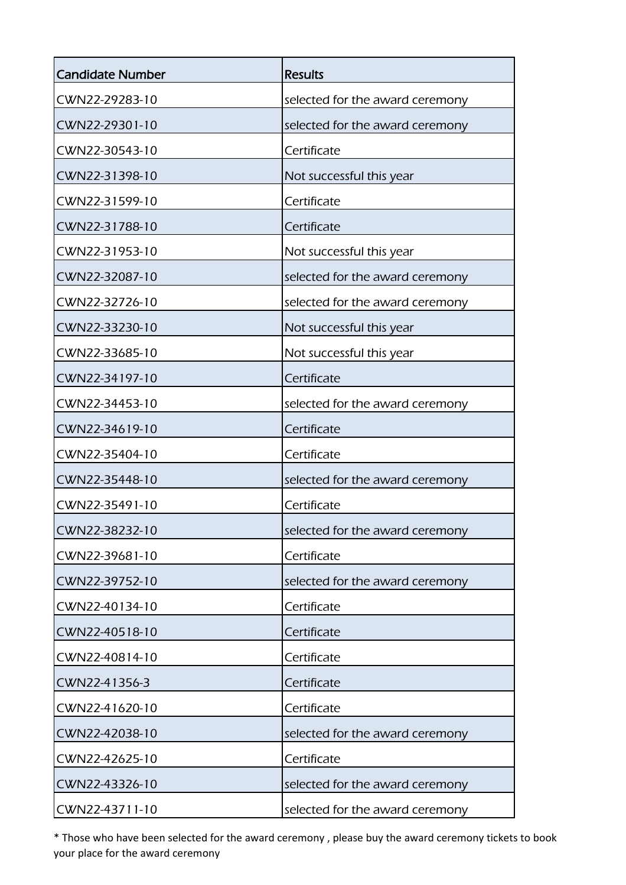| Candidate Number | Results |
| --- | --- |
| CWN22-29283-10 | selected for the award ceremony |
| CWN22-29301-10 | selected for the award ceremony |
| CWN22-30543-10 | Certificate |
| CWN22-31398-10 | Not successful this year |
| CWN22-31599-10 | Certificate |
| CWN22-31788-10 | Certificate |
| CWN22-31953-10 | Not successful this year |
| CWN22-32087-10 | selected for the award ceremony |
| CWN22-32726-10 | selected for the award ceremony |
| CWN22-33230-10 | Not successful this year |
| CWN22-33685-10 | Not successful this year |
| CWN22-34197-10 | Certificate |
| CWN22-34453-10 | selected for the award ceremony |
| CWN22-34619-10 | Certificate |
| CWN22-35404-10 | Certificate |
| CWN22-35448-10 | selected for the award ceremony |
| CWN22-35491-10 | Certificate |
| CWN22-38232-10 | selected for the award ceremony |
| CWN22-39681-10 | Certificate |
| CWN22-39752-10 | selected for the award ceremony |
| CWN22-40134-10 | Certificate |
| CWN22-40518-10 | Certificate |
| CWN22-40814-10 | Certificate |
| CWN22-41356-3 | Certificate |
| CWN22-41620-10 | Certificate |
| CWN22-42038-10 | selected for the award ceremony |
| CWN22-42625-10 | Certificate |
| CWN22-43326-10 | selected for the award ceremony |
| CWN22-43711-10 | selected for the award ceremony |

* Those who have been selected for the award ceremony , please buy the award ceremony tickets to book your place for the award ceremony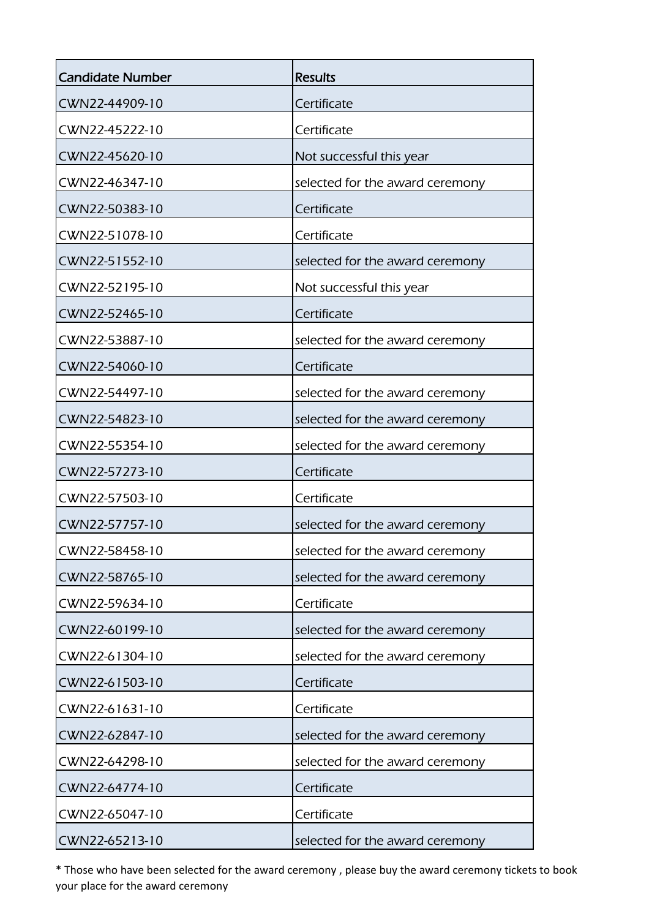| Candidate Number | Results |
|---|---|
| CWN22-44909-10 | Certificate |
| CWN22-45222-10 | Certificate |
| CWN22-45620-10 | Not successful this year |
| CWN22-46347-10 | selected for the award ceremony |
| CWN22-50383-10 | Certificate |
| CWN22-51078-10 | Certificate |
| CWN22-51552-10 | selected for the award ceremony |
| CWN22-52195-10 | Not successful this year |
| CWN22-52465-10 | Certificate |
| CWN22-53887-10 | selected for the award ceremony |
| CWN22-54060-10 | Certificate |
| CWN22-54497-10 | selected for the award ceremony |
| CWN22-54823-10 | selected for the award ceremony |
| CWN22-55354-10 | selected for the award ceremony |
| CWN22-57273-10 | Certificate |
| CWN22-57503-10 | Certificate |
| CWN22-57757-10 | selected for the award ceremony |
| CWN22-58458-10 | selected for the award ceremony |
| CWN22-58765-10 | selected for the award ceremony |
| CWN22-59634-10 | Certificate |
| CWN22-60199-10 | selected for the award ceremony |
| CWN22-61304-10 | selected for the award ceremony |
| CWN22-61503-10 | Certificate |
| CWN22-61631-10 | Certificate |
| CWN22-62847-10 | selected for the award ceremony |
| CWN22-64298-10 | selected for the award ceremony |
| CWN22-64774-10 | Certificate |
| CWN22-65047-10 | Certificate |
| CWN22-65213-10 | selected for the award ceremony |

* Those who have been selected for the award ceremony , please buy the award ceremony tickets to book your place for the award ceremony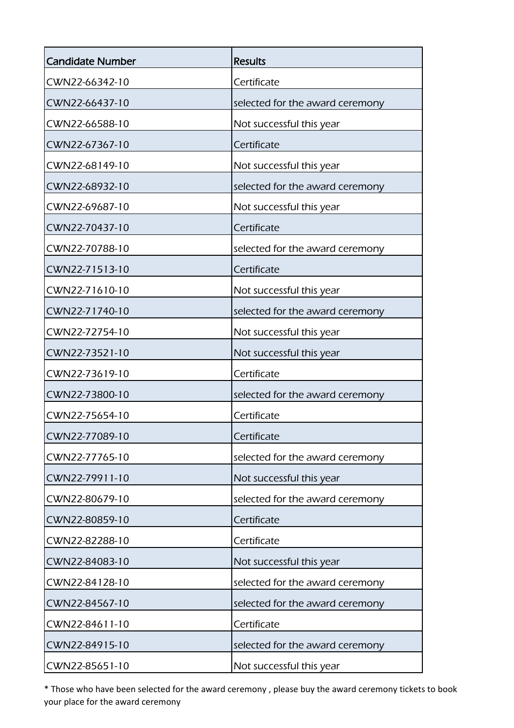| Candidate Number | Results |
| --- | --- |
| CWN22-66342-10 | Certificate |
| CWN22-66437-10 | selected for the award ceremony |
| CWN22-66588-10 | Not successful this year |
| CWN22-67367-10 | Certificate |
| CWN22-68149-10 | Not successful this year |
| CWN22-68932-10 | selected for the award ceremony |
| CWN22-69687-10 | Not successful this year |
| CWN22-70437-10 | Certificate |
| CWN22-70788-10 | selected for the award ceremony |
| CWN22-71513-10 | Certificate |
| CWN22-71610-10 | Not successful this year |
| CWN22-71740-10 | selected for the award ceremony |
| CWN22-72754-10 | Not successful this year |
| CWN22-73521-10 | Not successful this year |
| CWN22-73619-10 | Certificate |
| CWN22-73800-10 | selected for the award ceremony |
| CWN22-75654-10 | Certificate |
| CWN22-77089-10 | Certificate |
| CWN22-77765-10 | selected for the award ceremony |
| CWN22-79911-10 | Not successful this year |
| CWN22-80679-10 | selected for the award ceremony |
| CWN22-80859-10 | Certificate |
| CWN22-82288-10 | Certificate |
| CWN22-84083-10 | Not successful this year |
| CWN22-84128-10 | selected for the award ceremony |
| CWN22-84567-10 | selected for the award ceremony |
| CWN22-84611-10 | Certificate |
| CWN22-84915-10 | selected for the award ceremony |
| CWN22-85651-10 | Not successful this year |

* Those who have been selected for the award ceremony , please buy the award ceremony tickets to book your place for the award ceremony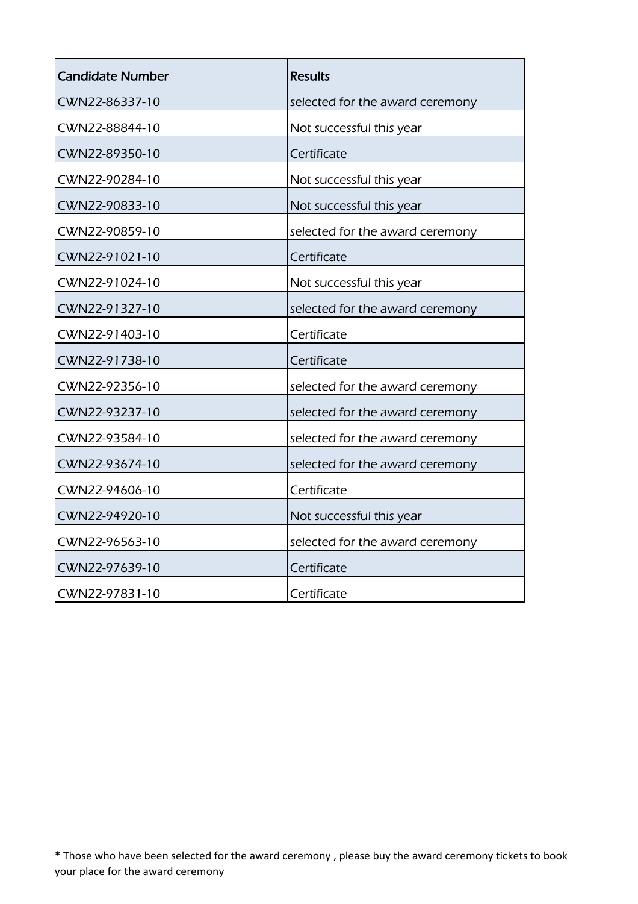| Candidate Number | Results |
| --- | --- |
| CWN22-86337-10 | selected for the award ceremony |
| CWN22-88844-10 | Not successful this year |
| CWN22-89350-10 | Certificate |
| CWN22-90284-10 | Not successful this year |
| CWN22-90833-10 | Not successful this year |
| CWN22-90859-10 | selected for the award ceremony |
| CWN22-91021-10 | Certificate |
| CWN22-91024-10 | Not successful this year |
| CWN22-91327-10 | selected for the award ceremony |
| CWN22-91403-10 | Certificate |
| CWN22-91738-10 | Certificate |
| CWN22-92356-10 | selected for the award ceremony |
| CWN22-93237-10 | selected for the award ceremony |
| CWN22-93584-10 | selected for the award ceremony |
| CWN22-93674-10 | selected for the award ceremony |
| CWN22-94606-10 | Certificate |
| CWN22-94920-10 | Not successful this year |
| CWN22-96563-10 | selected for the award ceremony |
| CWN22-97639-10 | Certificate |
| CWN22-97831-10 | Certificate |

* Those who have been selected for the award ceremony , please buy the award ceremony tickets to book your place for the award ceremony